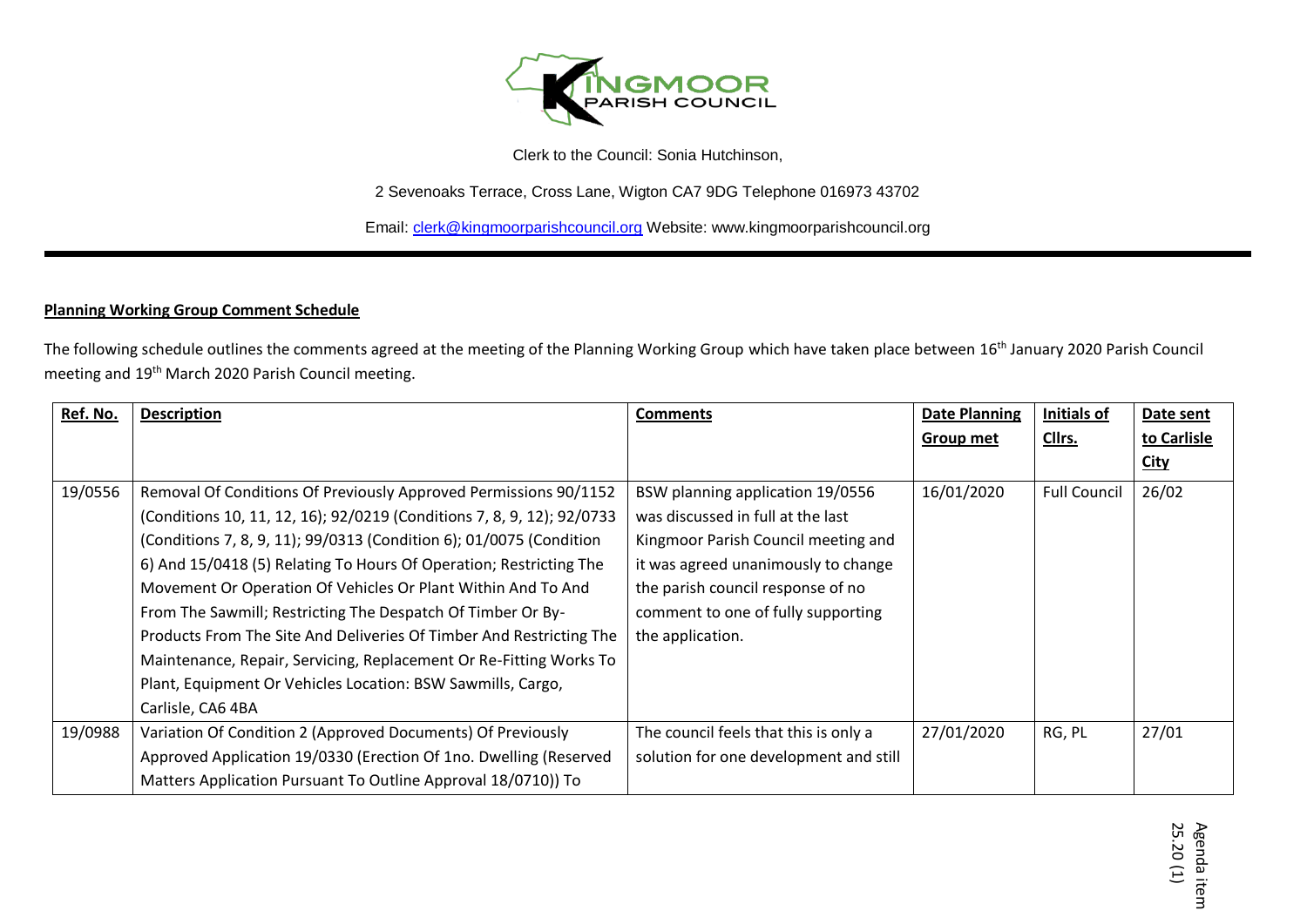KINGMOOR PARISH COUNCIL

Clerk to the Council: Sonia Hutchinson,

2 Sevenoaks Terrace, Cross Lane, Wigton CA7 9DG Telephone 016973 43702

Email: clerk@kingmoorparishcouncil.org Website: www.kingmoorparishcouncil.org

**Planning Working Group Comment Schedule**

The following schedule outlines the comments agreed at the meeting of the Planning Working Group which have taken place between 16th January 2020 Parish Council meeting and 19th March 2020 Parish Council meeting.

| Ref. No. | Description | Comments | Date Planning Group met | Initials of Cllrs. | Date sent to Carlisle City |
|---|---|---|---|---|---|
| 19/0556 | Removal Of Conditions Of Previously Approved Permissions 90/1152 (Conditions 10, 11, 12, 16); 92/0219 (Conditions 7, 8, 9, 12); 92/0733 (Conditions 7, 8, 9, 11); 99/0313 (Condition 6); 01/0075 (Condition 6) And 15/0418 (5) Relating To Hours Of Operation; Restricting The Movement Or Operation Of Vehicles Or Plant Within And To And From The Sawmill; Restricting The Despatch Of Timber Or By-Products From The Site And Deliveries Of Timber And Restricting The Maintenance, Repair, Servicing, Replacement Or Re-Fitting Works To Plant, Equipment Or Vehicles Location: BSW Sawmills, Cargo, Carlisle, CA6 4BA | BSW planning application 19/0556 was discussed in full at the last Kingmoor Parish Council meeting and it was agreed unanimously to change the parish council response of no comment to one of fully supporting the application. | 16/01/2020 | Full Council | 26/02 |
| 19/0988 | Variation Of Condition 2 (Approved Documents) Of Previously Approved Application 19/0330 (Erection Of 1no. Dwelling (Reserved Matters Application Pursuant To Outline Approval 18/0710)) To | The council feels that this is only a solution for one development and still | 27/01/2020 | RG, PL | 27/01 |

Agenda item 25.20 (1)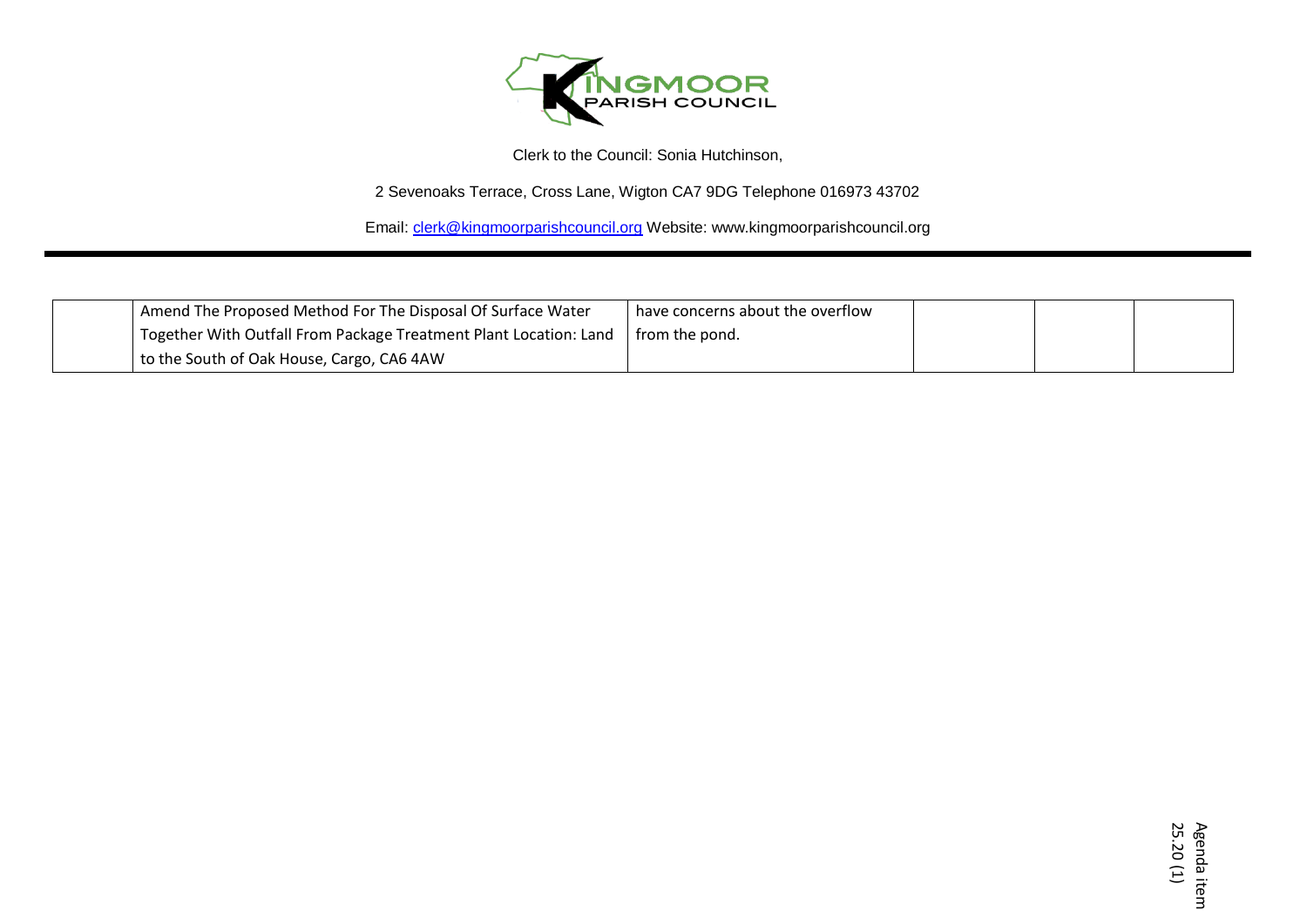Clerk to the Council: Sonia Hutchinson,

2 Sevenoaks Terrace, Cross Lane, Wigton CA7 9DG Telephone 016973 43702

Email: clerk@kingmoorparishcouncil.org Website: www.kingmoorparishcouncil.org

| | | | | | |
|---|---|---|---|---|---|
| | Amend The Proposed Method For The Disposal Of Surface Water Together With Outfall From Package Treatment Plant Location: Land to the South of Oak House, Cargo, CA6 4AW | have concerns about the overflow from the pond. | | | |

Agenda item 25.20 (1)